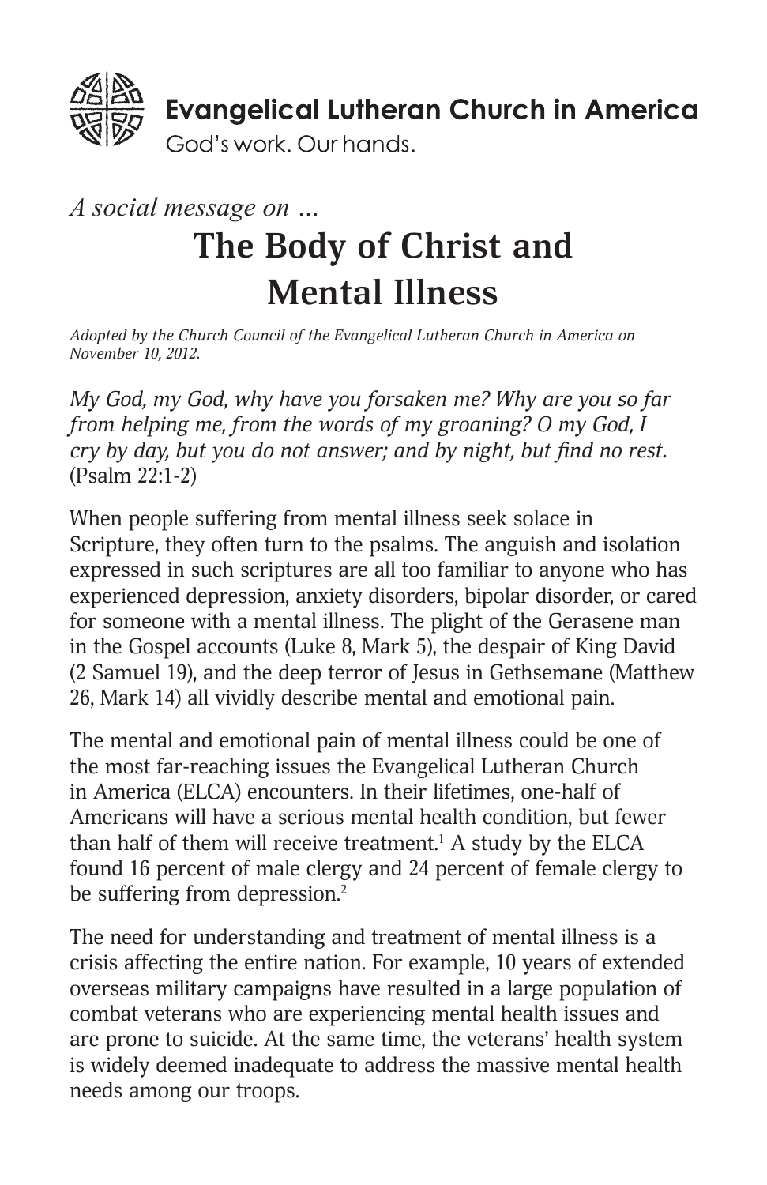**Evangelical Lutheran Church in America**

God's work. Our hands.

*A social message on ...*

# The Body of Christ and Mental Illness

*Adopted by the Church Council of the Evangelical Lutheran Church in America on November 10, 2012.*

*My God, my God, why have you forsaken me? Why are you so far from helping me, from the words of my groaning? O my God, I cry by day, but you do not answer; and by night, but find no rest.* (Psalm 22:1-2)

When people suffering from mental illness seek solace in Scripture, they often turn to the psalms. The anguish and isolation expressed in such scriptures are all too familiar to anyone who has experienced depression, anxiety disorders, bipolar disorder, or cared for someone with a mental illness. The plight of the Gerasene man in the Gospel accounts (Luke 8, Mark 5), the despair of King David (2 Samuel 19), and the deep terror of Jesus in Gethsemane (Matthew 26, Mark 14) all vividly describe mental and emotional pain.

The mental and emotional pain of mental illness could be one of the most far-reaching issues the Evangelical Lutheran Church in America (ELCA) encounters. In their lifetimes, one-half of Americans will have a serious mental health condition, but fewer than half of them will receive treatment.[1] A study by the ELCA found 16 percent of male clergy and 24 percent of female clergy to be suffering from depression.[2]

The need for understanding and treatment of mental illness is a crisis affecting the entire nation. For example, 10 years of extended overseas military campaigns have resulted in a large population of combat veterans who are experiencing mental health issues and are prone to suicide. At the same time, the veterans' health system is widely deemed inadequate to address the massive mental health needs among our troops.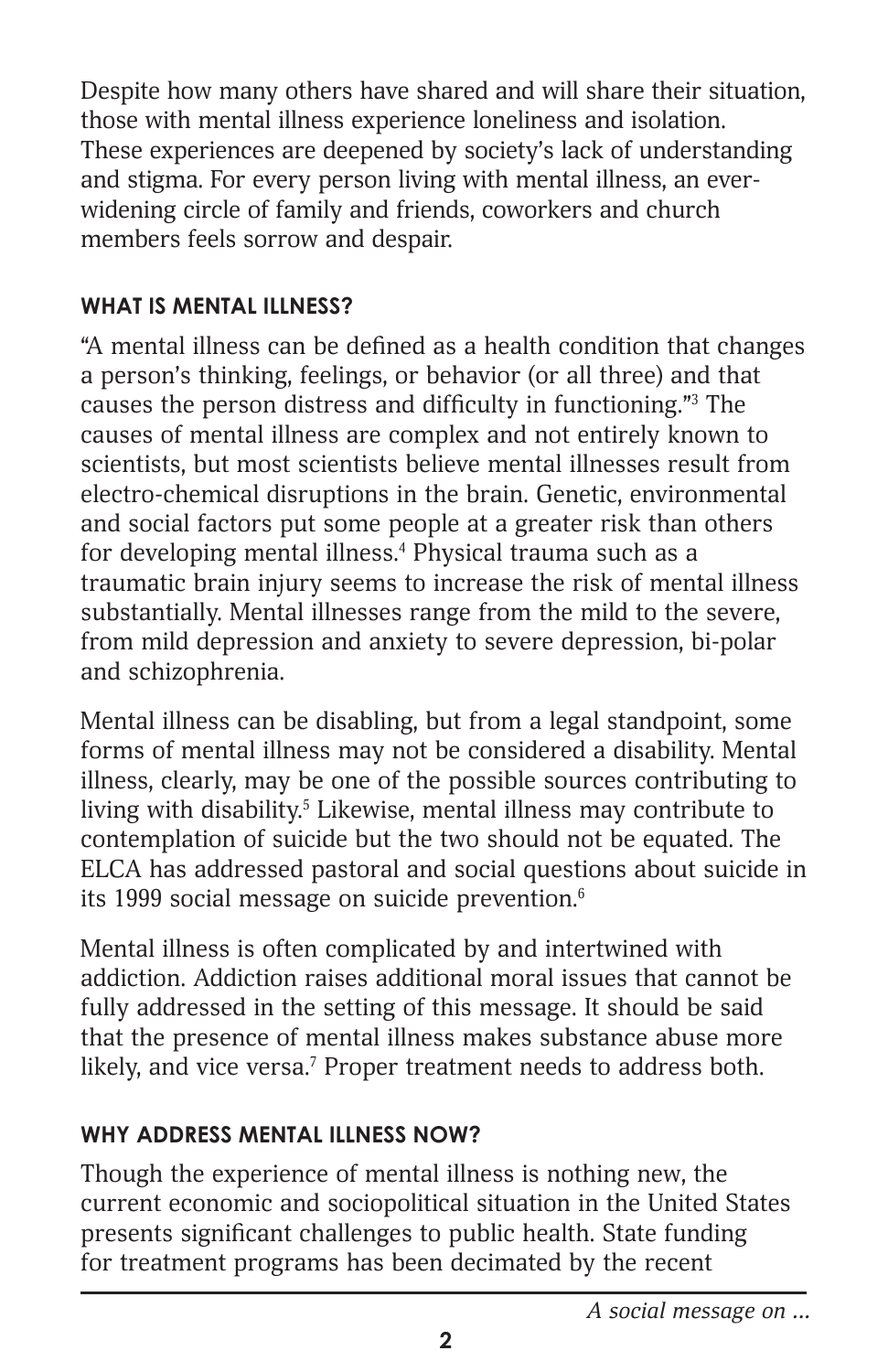Despite how many others have shared and will share their situation, those with mental illness experience loneliness and isolation. These experiences are deepened by society's lack of understanding and stigma. For every person living with mental illness, an ever-widening circle of family and friends, coworkers and church members feels sorrow and despair.

## WHAT IS MENTAL ILLNESS?

"A mental illness can be defined as a health condition that changes a person's thinking, feelings, or behavior (or all three) and that causes the person distress and difficulty in functioning."[3] The causes of mental illness are complex and not entirely known to scientists, but most scientists believe mental illnesses result from electro-chemical disruptions in the brain. Genetic, environmental and social factors put some people at a greater risk than others for developing mental illness.[4] Physical trauma such as a traumatic brain injury seems to increase the risk of mental illness substantially. Mental illnesses range from the mild to the severe, from mild depression and anxiety to severe depression, bi-polar and schizophrenia.

Mental illness can be disabling, but from a legal standpoint, some forms of mental illness may not be considered a disability. Mental illness, clearly, may be one of the possible sources contributing to living with disability.[5] Likewise, mental illness may contribute to contemplation of suicide but the two should not be equated. The ELCA has addressed pastoral and social questions about suicide in its 1999 social message on suicide prevention.[6]

Mental illness is often complicated by and intertwined with addiction. Addiction raises additional moral issues that cannot be fully addressed in the setting of this message. It should be said that the presence of mental illness makes substance abuse more likely, and vice versa.[7] Proper treatment needs to address both.

## WHY ADDRESS MENTAL ILLNESS NOW?

Though the experience of mental illness is nothing new, the current economic and sociopolitical situation in the United States presents significant challenges to public health. State funding for treatment programs has been decimated by the recent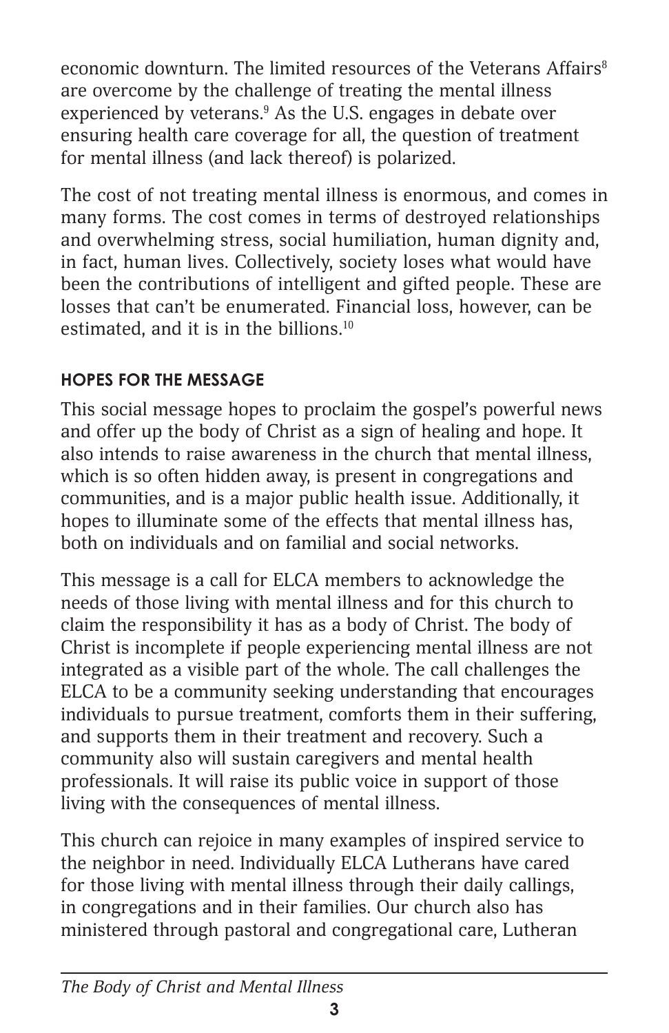economic downturn. The limited resources of the Veterans Affairs[8] are overcome by the challenge of treating the mental illness experienced by veterans.[9] As the U.S. engages in debate over ensuring health care coverage for all, the question of treatment for mental illness (and lack thereof) is polarized.

The cost of not treating mental illness is enormous, and comes in many forms. The cost comes in terms of destroyed relationships and overwhelming stress, social humiliation, human dignity and, in fact, human lives. Collectively, society loses what would have been the contributions of intelligent and gifted people. These are losses that can't be enumerated. Financial loss, however, can be estimated, and it is in the billions.[10]

## HOPES FOR THE MESSAGE

This social message hopes to proclaim the gospel's powerful news and offer up the body of Christ as a sign of healing and hope. It also intends to raise awareness in the church that mental illness, which is so often hidden away, is present in congregations and communities, and is a major public health issue. Additionally, it hopes to illuminate some of the effects that mental illness has, both on individuals and on familial and social networks.

This message is a call for ELCA members to acknowledge the needs of those living with mental illness and for this church to claim the responsibility it has as a body of Christ. The body of Christ is incomplete if people experiencing mental illness are not integrated as a visible part of the whole. The call challenges the ELCA to be a community seeking understanding that encourages individuals to pursue treatment, comforts them in their suffering, and supports them in their treatment and recovery. Such a community also will sustain caregivers and mental health professionals. It will raise its public voice in support of those living with the consequences of mental illness.

This church can rejoice in many examples of inspired service to the neighbor in need. Individually ELCA Lutherans have cared for those living with mental illness through their daily callings, in congregations and in their families. Our church also has ministered through pastoral and congregational care, Lutheran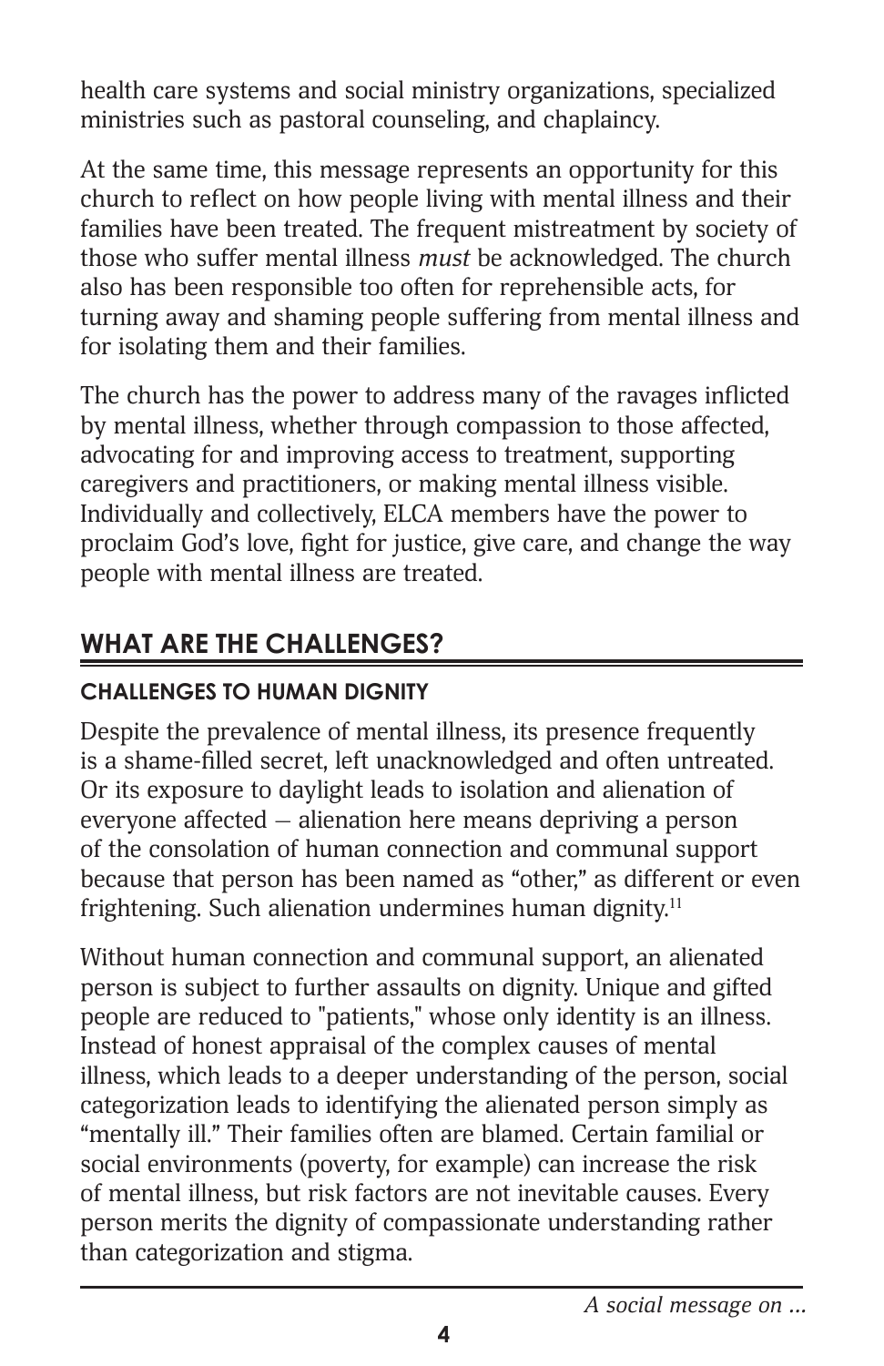health care systems and social ministry organizations, specialized ministries such as pastoral counseling, and chaplaincy.

At the same time, this message represents an opportunity for this church to reflect on how people living with mental illness and their families have been treated. The frequent mistreatment by society of those who suffer mental illness *must* be acknowledged. The church also has been responsible too often for reprehensible acts, for turning away and shaming people suffering from mental illness and for isolating them and their families.

The church has the power to address many of the ravages inflicted by mental illness, whether through compassion to those affected, advocating for and improving access to treatment, supporting caregivers and practitioners, or making mental illness visible. Individually and collectively, ELCA members have the power to proclaim God's love, fight for justice, give care, and change the way people with mental illness are treated.

## WHAT ARE THE CHALLENGES?

### CHALLENGES TO HUMAN DIGNITY

Despite the prevalence of mental illness, its presence frequently is a shame-filled secret, left unacknowledged and often untreated. Or its exposure to daylight leads to isolation and alienation of everyone affected – alienation here means depriving a person of the consolation of human connection and communal support because that person has been named as "other," as different or even frightening. Such alienation undermines human dignity.[11]

Without human connection and communal support, an alienated person is subject to further assaults on dignity. Unique and gifted people are reduced to "patients," whose only identity is an illness. Instead of honest appraisal of the complex causes of mental illness, which leads to a deeper understanding of the person, social categorization leads to identifying the alienated person simply as "mentally ill." Their families often are blamed. Certain familial or social environments (poverty, for example) can increase the risk of mental illness, but risk factors are not inevitable causes. Every person merits the dignity of compassionate understanding rather than categorization and stigma.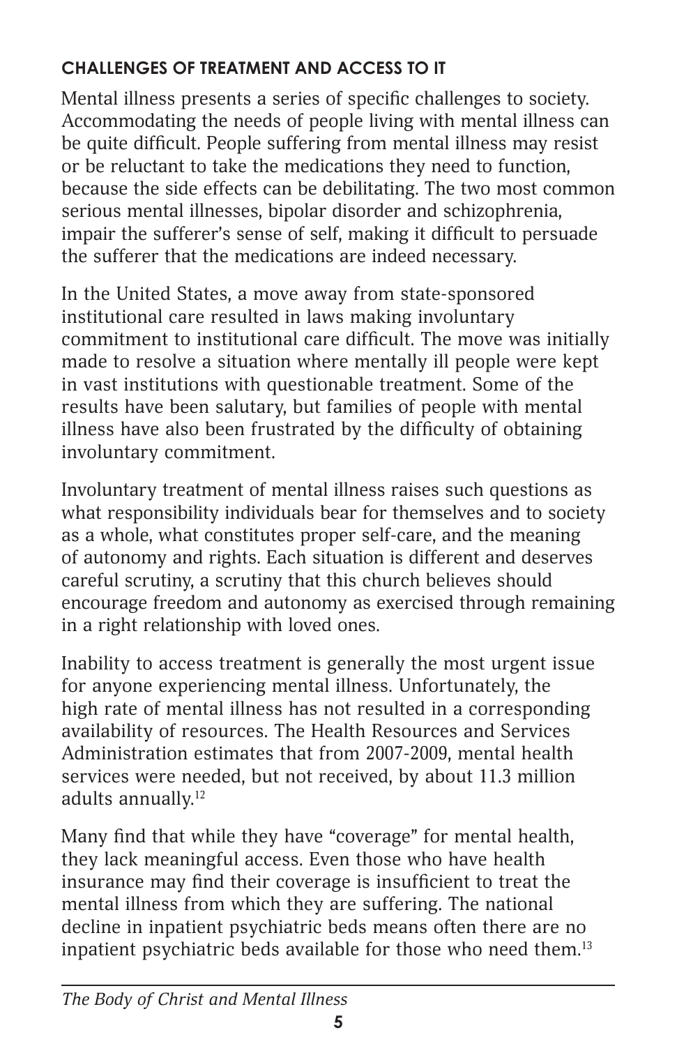## CHALLENGES OF TREATMENT AND ACCESS TO IT

Mental illness presents a series of specific challenges to society. Accommodating the needs of people living with mental illness can be quite difficult. People suffering from mental illness may resist or be reluctant to take the medications they need to function, because the side effects can be debilitating. The two most common serious mental illnesses, bipolar disorder and schizophrenia, impair the sufferer's sense of self, making it difficult to persuade the sufferer that the medications are indeed necessary.

In the United States, a move away from state-sponsored institutional care resulted in laws making involuntary commitment to institutional care difficult. The move was initially made to resolve a situation where mentally ill people were kept in vast institutions with questionable treatment. Some of the results have been salutary, but families of people with mental illness have also been frustrated by the difficulty of obtaining involuntary commitment.

Involuntary treatment of mental illness raises such questions as what responsibility individuals bear for themselves and to society as a whole, what constitutes proper self-care, and the meaning of autonomy and rights. Each situation is different and deserves careful scrutiny, a scrutiny that this church believes should encourage freedom and autonomy as exercised through remaining in a right relationship with loved ones.

Inability to access treatment is generally the most urgent issue for anyone experiencing mental illness. Unfortunately, the high rate of mental illness has not resulted in a corresponding availability of resources. The Health Resources and Services Administration estimates that from 2007-2009, mental health services were needed, but not received, by about 11.3 million adults annually.[12]

Many find that while they have "coverage" for mental health, they lack meaningful access. Even those who have health insurance may find their coverage is insufficient to treat the mental illness from which they are suffering. The national decline in inpatient psychiatric beds means often there are no inpatient psychiatric beds available for those who need them.[13]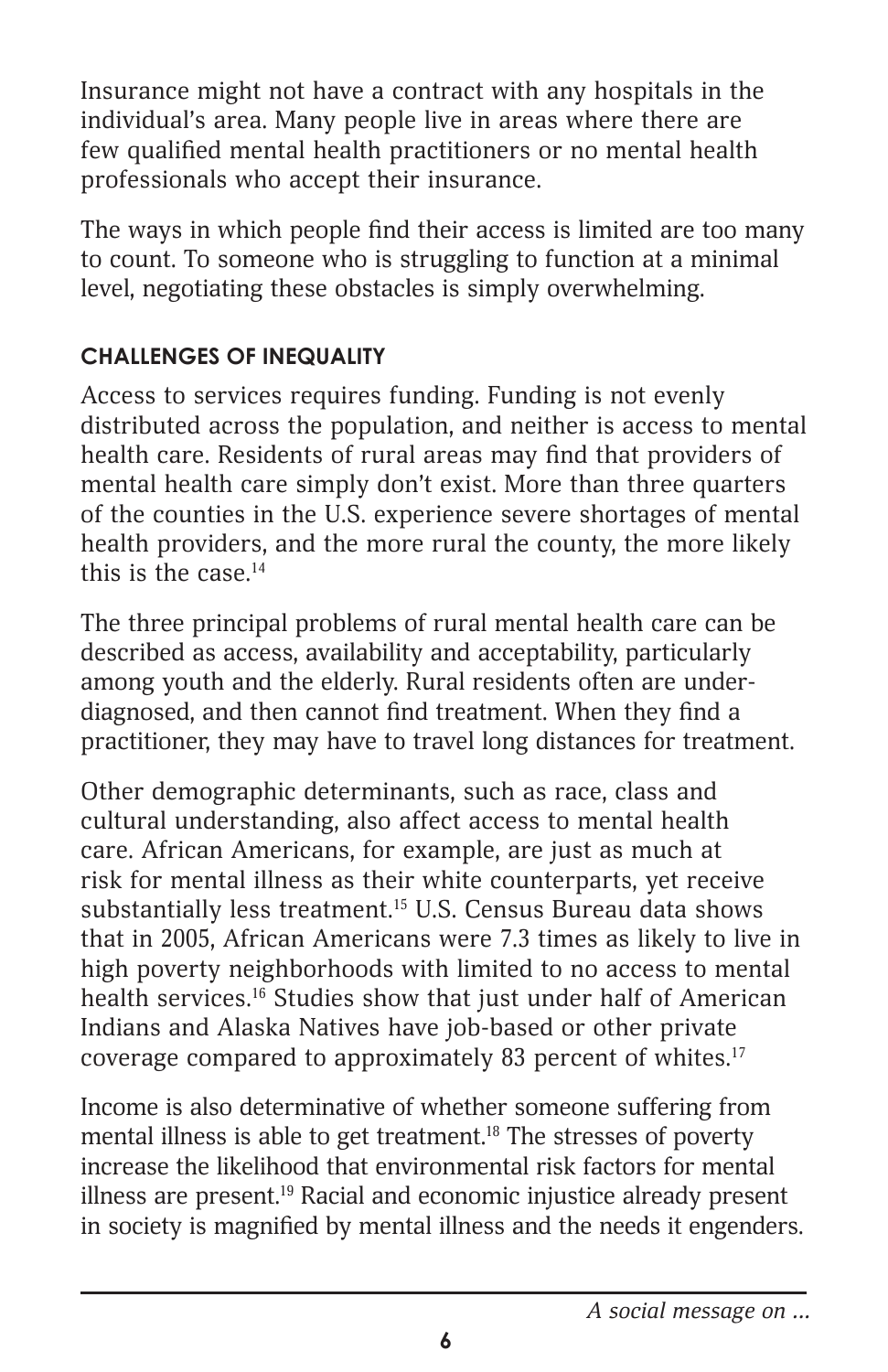Insurance might not have a contract with any hospitals in the individual's area. Many people live in areas where there are few qualified mental health practitioners or no mental health professionals who accept their insurance.

The ways in which people find their access is limited are too many to count. To someone who is struggling to function at a minimal level, negotiating these obstacles is simply overwhelming.

### CHALLENGES OF INEQUALITY

Access to services requires funding. Funding is not evenly distributed across the population, and neither is access to mental health care. Residents of rural areas may find that providers of mental health care simply don't exist. More than three quarters of the counties in the U.S. experience severe shortages of mental health providers, and the more rural the county, the more likely this is the case.[14]

The three principal problems of rural mental health care can be described as access, availability and acceptability, particularly among youth and the elderly. Rural residents often are under-diagnosed, and then cannot find treatment. When they find a practitioner, they may have to travel long distances for treatment.

Other demographic determinants, such as race, class and cultural understanding, also affect access to mental health care. African Americans, for example, are just as much at risk for mental illness as their white counterparts, yet receive substantially less treatment.[15] U.S. Census Bureau data shows that in 2005, African Americans were 7.3 times as likely to live in high poverty neighborhoods with limited to no access to mental health services.[16] Studies show that just under half of American Indians and Alaska Natives have job-based or other private coverage compared to approximately 83 percent of whites.[17]

Income is also determinative of whether someone suffering from mental illness is able to get treatment.[18] The stresses of poverty increase the likelihood that environmental risk factors for mental illness are present.[19] Racial and economic injustice already present in society is magnified by mental illness and the needs it engenders.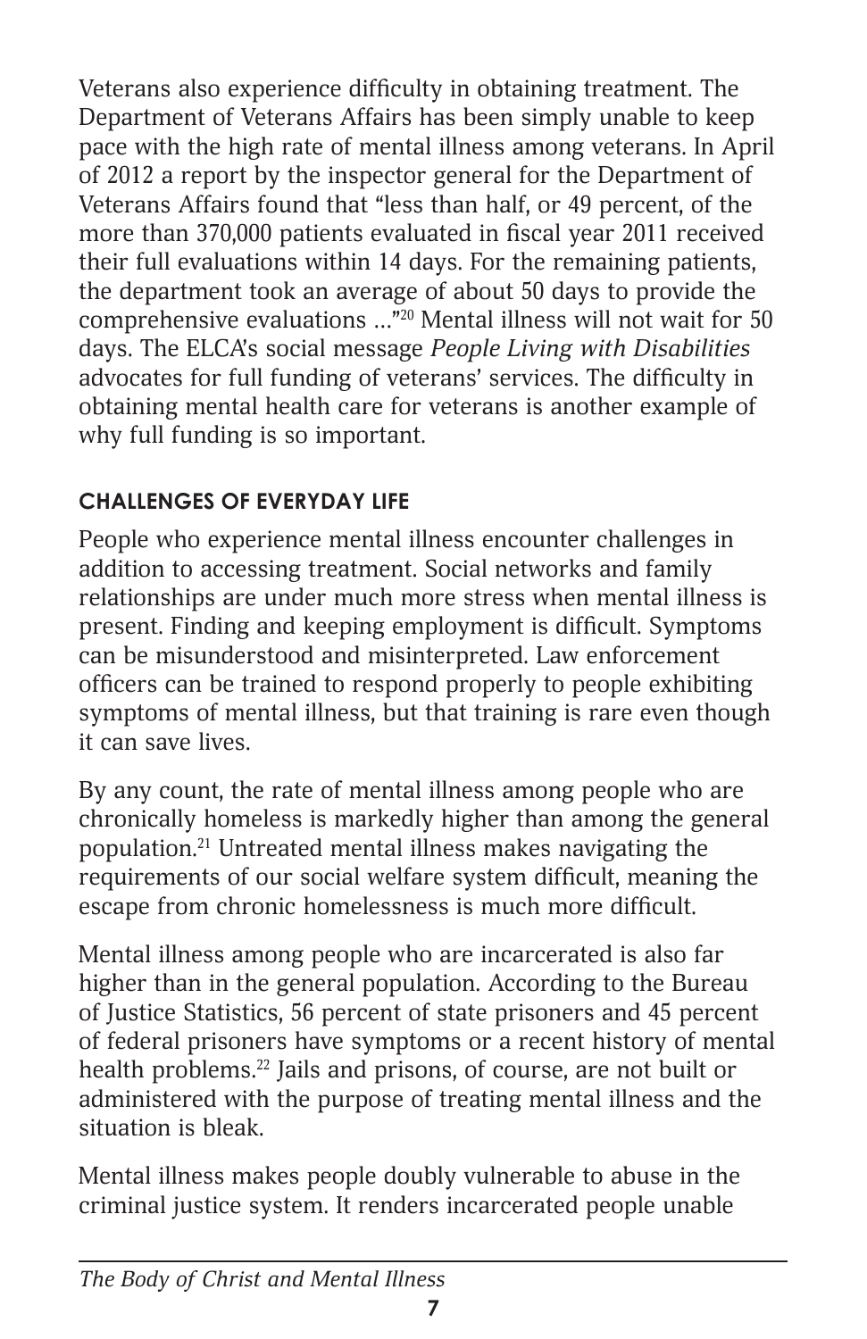Veterans also experience difficulty in obtaining treatment. The Department of Veterans Affairs has been simply unable to keep pace with the high rate of mental illness among veterans. In April of 2012 a report by the inspector general for the Department of Veterans Affairs found that "less than half, or 49 percent, of the more than 370,000 patients evaluated in fiscal year 2011 received their full evaluations within 14 days. For the remaining patients, the department took an average of about 50 days to provide the comprehensive evaluations ..."[20] Mental illness will not wait for 50 days. The ELCA's social message *People Living with Disabilities* advocates for full funding of veterans' services. The difficulty in obtaining mental health care for veterans is another example of why full funding is so important.

## CHALLENGES OF EVERYDAY LIFE

People who experience mental illness encounter challenges in addition to accessing treatment. Social networks and family relationships are under much more stress when mental illness is present. Finding and keeping employment is difficult. Symptoms can be misunderstood and misinterpreted. Law enforcement officers can be trained to respond properly to people exhibiting symptoms of mental illness, but that training is rare even though it can save lives.

By any count, the rate of mental illness among people who are chronically homeless is markedly higher than among the general population.[21] Untreated mental illness makes navigating the requirements of our social welfare system difficult, meaning the escape from chronic homelessness is much more difficult.

Mental illness among people who are incarcerated is also far higher than in the general population. According to the Bureau of Justice Statistics, 56 percent of state prisoners and 45 percent of federal prisoners have symptoms or a recent history of mental health problems.[22] Jails and prisons, of course, are not built or administered with the purpose of treating mental illness and the situation is bleak.

Mental illness makes people doubly vulnerable to abuse in the criminal justice system. It renders incarcerated people unable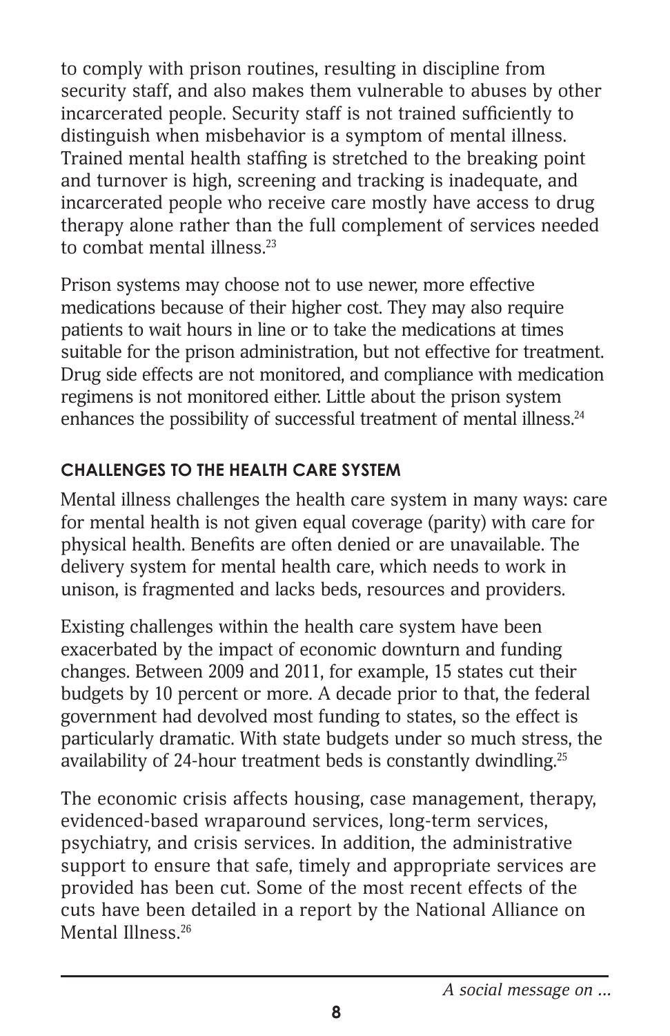to comply with prison routines, resulting in discipline from security staff, and also makes them vulnerable to abuses by other incarcerated people. Security staff is not trained sufficiently to distinguish when misbehavior is a symptom of mental illness. Trained mental health staffing is stretched to the breaking point and turnover is high, screening and tracking is inadequate, and incarcerated people who receive care mostly have access to drug therapy alone rather than the full complement of services needed to combat mental illness.[23]

Prison systems may choose not to use newer, more effective medications because of their higher cost. They may also require patients to wait hours in line or to take the medications at times suitable for the prison administration, but not effective for treatment. Drug side effects are not monitored, and compliance with medication regimens is not monitored either. Little about the prison system enhances the possibility of successful treatment of mental illness.[24]

### CHALLENGES TO THE HEALTH CARE SYSTEM

Mental illness challenges the health care system in many ways: care for mental health is not given equal coverage (parity) with care for physical health. Benefits are often denied or are unavailable. The delivery system for mental health care, which needs to work in unison, is fragmented and lacks beds, resources and providers.

Existing challenges within the health care system have been exacerbated by the impact of economic downturn and funding changes. Between 2009 and 2011, for example, 15 states cut their budgets by 10 percent or more. A decade prior to that, the federal government had devolved most funding to states, so the effect is particularly dramatic. With state budgets under so much stress, the availability of 24-hour treatment beds is constantly dwindling.[25]

The economic crisis affects housing, case management, therapy, evidenced-based wraparound services, long-term services, psychiatry, and crisis services. In addition, the administrative support to ensure that safe, timely and appropriate services are provided has been cut. Some of the most recent effects of the cuts have been detailed in a report by the National Alliance on Mental Illness.[26]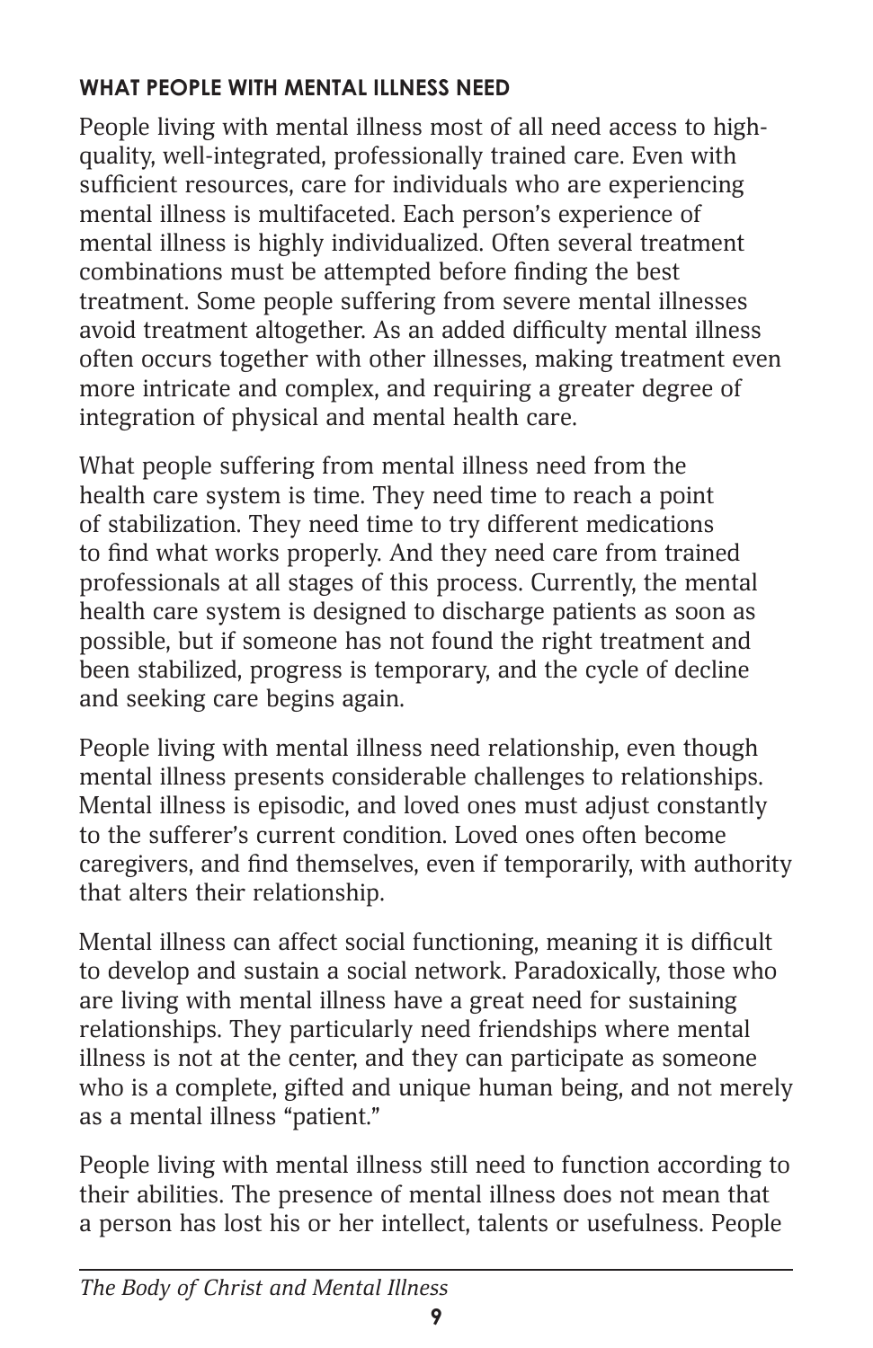**WHAT PEOPLE WITH MENTAL ILLNESS NEED**

People living with mental illness most of all need access to high-quality, well-integrated, professionally trained care. Even with sufficient resources, care for individuals who are experiencing mental illness is multifaceted. Each person's experience of mental illness is highly individualized. Often several treatment combinations must be attempted before finding the best treatment. Some people suffering from severe mental illnesses avoid treatment altogether. As an added difficulty mental illness often occurs together with other illnesses, making treatment even more intricate and complex, and requiring a greater degree of integration of physical and mental health care.

What people suffering from mental illness need from the health care system is time. They need time to reach a point of stabilization. They need time to try different medications to find what works properly. And they need care from trained professionals at all stages of this process. Currently, the mental health care system is designed to discharge patients as soon as possible, but if someone has not found the right treatment and been stabilized, progress is temporary, and the cycle of decline and seeking care begins again.

People living with mental illness need relationship, even though mental illness presents considerable challenges to relationships. Mental illness is episodic, and loved ones must adjust constantly to the sufferer's current condition. Loved ones often become caregivers, and find themselves, even if temporarily, with authority that alters their relationship.

Mental illness can affect social functioning, meaning it is difficult to develop and sustain a social network. Paradoxically, those who are living with mental illness have a great need for sustaining relationships. They particularly need friendships where mental illness is not at the center, and they can participate as someone who is a complete, gifted and unique human being, and not merely as a mental illness "patient."

People living with mental illness still need to function according to their abilities. The presence of mental illness does not mean that a person has lost his or her intellect, talents or usefulness. People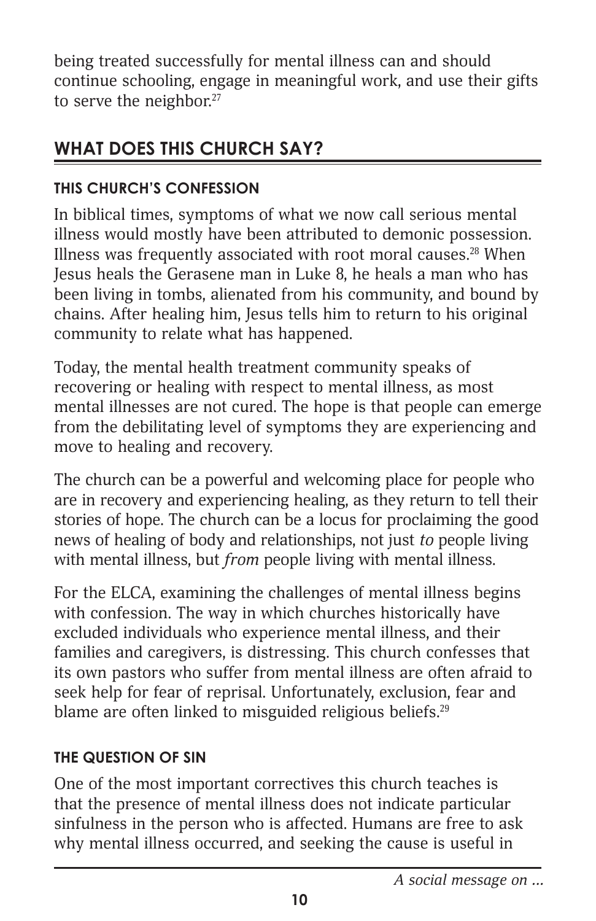being treated successfully for mental illness can and should continue schooling, engage in meaningful work, and use their gifts to serve the neighbor.[27]

## WHAT DOES THIS CHURCH SAY?

### THIS CHURCH'S CONFESSION

In biblical times, symptoms of what we now call serious mental illness would mostly have been attributed to demonic possession. Illness was frequently associated with root moral causes.[28] When Jesus heals the Gerasene man in Luke 8, he heals a man who has been living in tombs, alienated from his community, and bound by chains. After healing him, Jesus tells him to return to his original community to relate what has happened.

Today, the mental health treatment community speaks of recovering or healing with respect to mental illness, as most mental illnesses are not cured. The hope is that people can emerge from the debilitating level of symptoms they are experiencing and move to healing and recovery.

The church can be a powerful and welcoming place for people who are in recovery and experiencing healing, as they return to tell their stories of hope. The church can be a locus for proclaiming the good news of healing of body and relationships, not just *to* people living with mental illness, but *from* people living with mental illness.

For the ELCA, examining the challenges of mental illness begins with confession. The way in which churches historically have excluded individuals who experience mental illness, and their families and caregivers, is distressing. This church confesses that its own pastors who suffer from mental illness are often afraid to seek help for fear of reprisal. Unfortunately, exclusion, fear and blame are often linked to misguided religious beliefs.[29]

### THE QUESTION OF SIN

One of the most important correctives this church teaches is that the presence of mental illness does not indicate particular sinfulness in the person who is affected. Humans are free to ask why mental illness occurred, and seeking the cause is useful in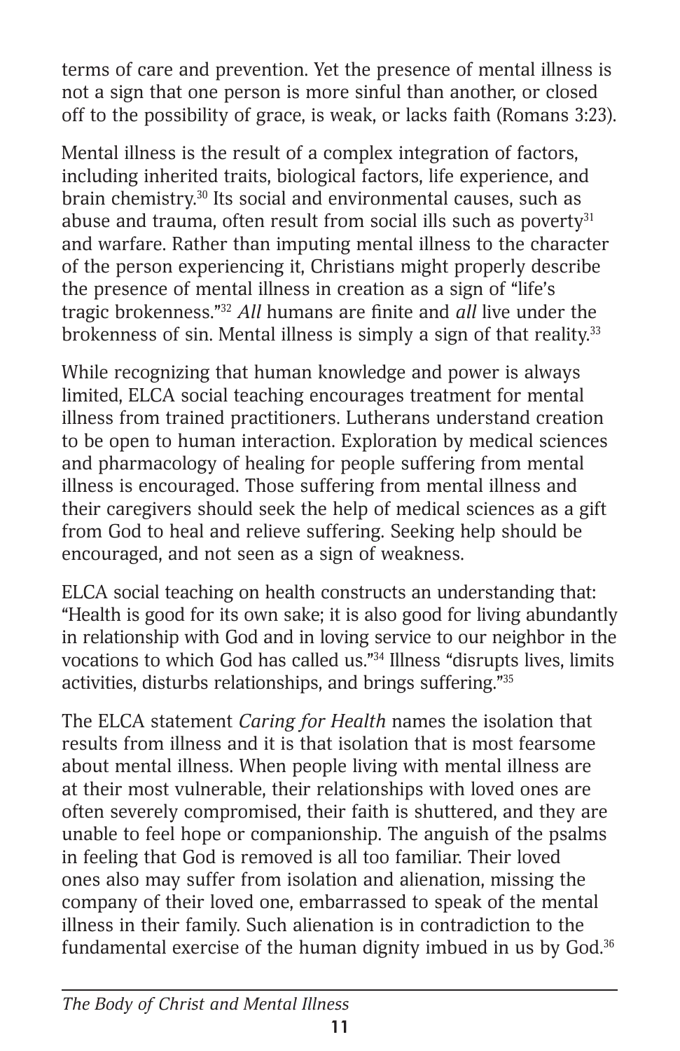terms of care and prevention. Yet the presence of mental illness is not a sign that one person is more sinful than another, or closed off to the possibility of grace, is weak, or lacks faith (Romans 3:23).

Mental illness is the result of a complex integration of factors, including inherited traits, biological factors, life experience, and brain chemistry.[30] Its social and environmental causes, such as abuse and trauma, often result from social ills such as poverty[31] and warfare. Rather than imputing mental illness to the character of the person experiencing it, Christians might properly describe the presence of mental illness in creation as a sign of "life's tragic brokenness."[32] *All* humans are finite and *all* live under the brokenness of sin. Mental illness is simply a sign of that reality.[33]

While recognizing that human knowledge and power is always limited, ELCA social teaching encourages treatment for mental illness from trained practitioners. Lutherans understand creation to be open to human interaction. Exploration by medical sciences and pharmacology of healing for people suffering from mental illness is encouraged. Those suffering from mental illness and their caregivers should seek the help of medical sciences as a gift from God to heal and relieve suffering. Seeking help should be encouraged, and not seen as a sign of weakness.

ELCA social teaching on health constructs an understanding that: "Health is good for its own sake; it is also good for living abundantly in relationship with God and in loving service to our neighbor in the vocations to which God has called us."[34] Illness "disrupts lives, limits activities, disturbs relationships, and brings suffering."[35]

The ELCA statement *Caring for Health* names the isolation that results from illness and it is that isolation that is most fearsome about mental illness. When people living with mental illness are at their most vulnerable, their relationships with loved ones are often severely compromised, their faith is shuttered, and they are unable to feel hope or companionship. The anguish of the psalms in feeling that God is removed is all too familiar. Their loved ones also may suffer from isolation and alienation, missing the company of their loved one, embarrassed to speak of the mental illness in their family. Such alienation is in contradiction to the fundamental exercise of the human dignity imbued in us by God.[36]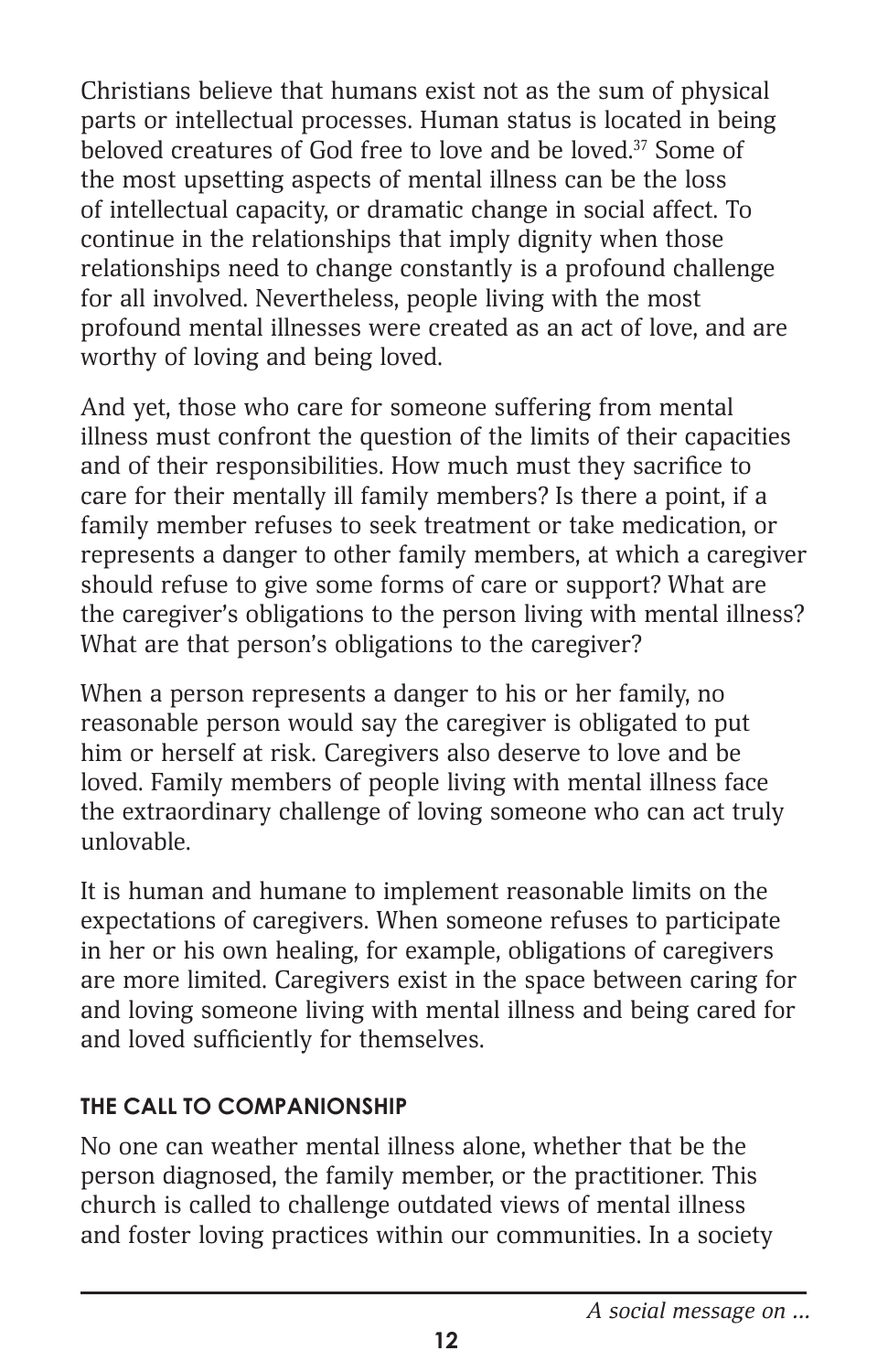Christians believe that humans exist not as the sum of physical parts or intellectual processes. Human status is located in being beloved creatures of God free to love and be loved.[37] Some of the most upsetting aspects of mental illness can be the loss of intellectual capacity, or dramatic change in social affect. To continue in the relationships that imply dignity when those relationships need to change constantly is a profound challenge for all involved. Nevertheless, people living with the most profound mental illnesses were created as an act of love, and are worthy of loving and being loved.

And yet, those who care for someone suffering from mental illness must confront the question of the limits of their capacities and of their responsibilities. How much must they sacrifice to care for their mentally ill family members? Is there a point, if a family member refuses to seek treatment or take medication, or represents a danger to other family members, at which a caregiver should refuse to give some forms of care or support? What are the caregiver's obligations to the person living with mental illness? What are that person's obligations to the caregiver?

When a person represents a danger to his or her family, no reasonable person would say the caregiver is obligated to put him or herself at risk. Caregivers also deserve to love and be loved. Family members of people living with mental illness face the extraordinary challenge of loving someone who can act truly unlovable.

It is human and humane to implement reasonable limits on the expectations of caregivers. When someone refuses to participate in her or his own healing, for example, obligations of caregivers are more limited. Caregivers exist in the space between caring for and loving someone living with mental illness and being cared for and loved sufficiently for themselves.

### THE CALL TO COMPANIONSHIP

No one can weather mental illness alone, whether that be the person diagnosed, the family member, or the practitioner. This church is called to challenge outdated views of mental illness and foster loving practices within our communities. In a society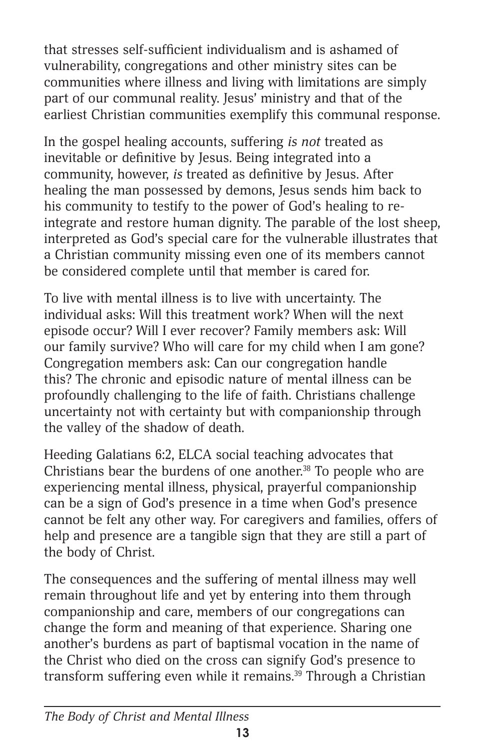that stresses self-sufficient individualism and is ashamed of vulnerability, congregations and other ministry sites can be communities where illness and living with limitations are simply part of our communal reality. Jesus' ministry and that of the earliest Christian communities exemplify this communal response.

In the gospel healing accounts, suffering *is not* treated as inevitable or definitive by Jesus. Being integrated into a community, however, *is* treated as definitive by Jesus. After healing the man possessed by demons, Jesus sends him back to his community to testify to the power of God's healing to re-integrate and restore human dignity. The parable of the lost sheep, interpreted as God's special care for the vulnerable illustrates that a Christian community missing even one of its members cannot be considered complete until that member is cared for.

To live with mental illness is to live with uncertainty. The individual asks: Will this treatment work? When will the next episode occur? Will I ever recover? Family members ask: Will our family survive? Who will care for my child when I am gone? Congregation members ask: Can our congregation handle this? The chronic and episodic nature of mental illness can be profoundly challenging to the life of faith. Christians challenge uncertainty not with certainty but with companionship through the valley of the shadow of death.

Heeding Galatians 6:2, ELCA social teaching advocates that Christians bear the burdens of one another.[38] To people who are experiencing mental illness, physical, prayerful companionship can be a sign of God's presence in a time when God's presence cannot be felt any other way. For caregivers and families, offers of help and presence are a tangible sign that they are still a part of the body of Christ.

The consequences and the suffering of mental illness may well remain throughout life and yet by entering into them through companionship and care, members of our congregations can change the form and meaning of that experience. Sharing one another's burdens as part of baptismal vocation in the name of the Christ who died on the cross can signify God's presence to transform suffering even while it remains.[39] Through a Christian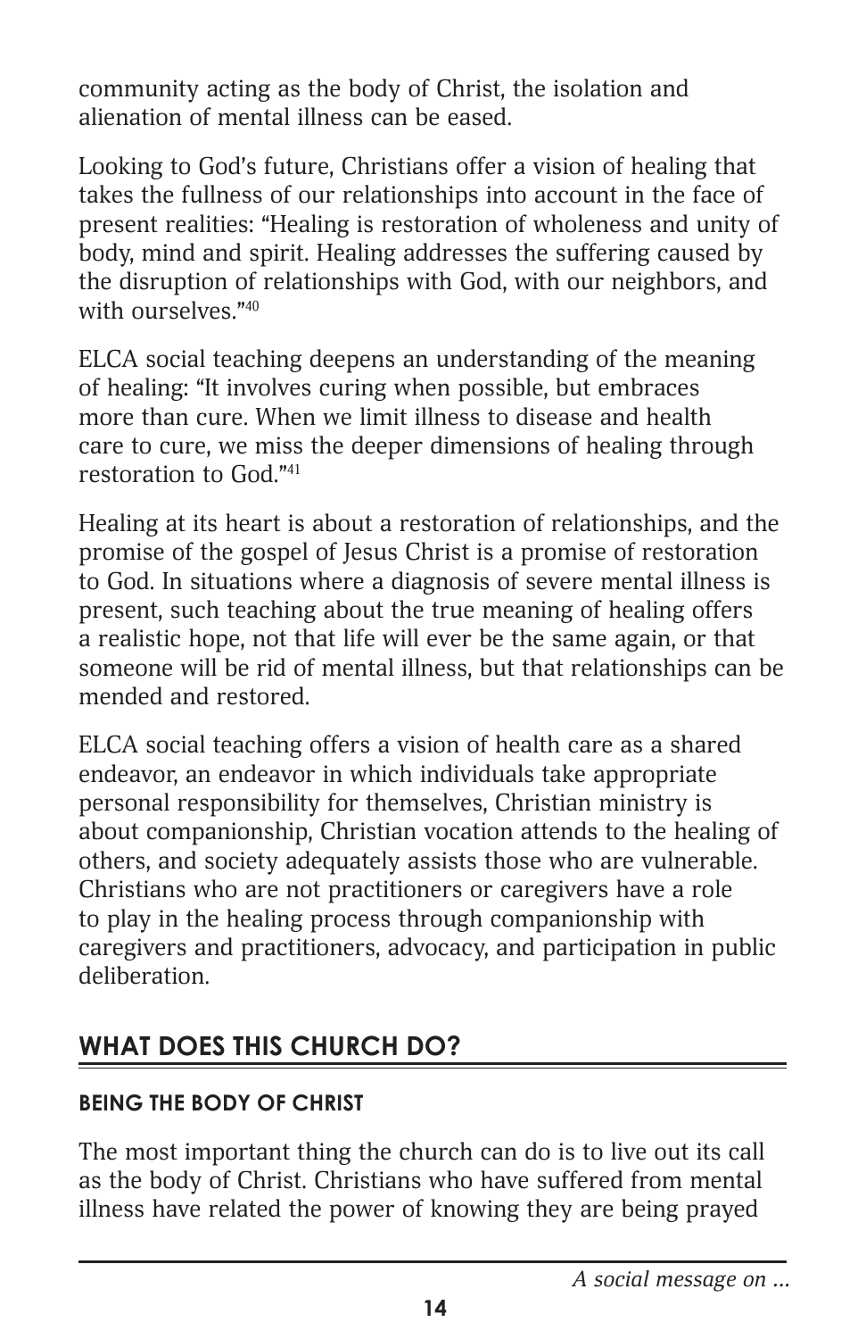community acting as the body of Christ, the isolation and alienation of mental illness can be eased.

Looking to God's future, Christians offer a vision of healing that takes the fullness of our relationships into account in the face of present realities: "Healing is restoration of wholeness and unity of body, mind and spirit. Healing addresses the suffering caused by the disruption of relationships with God, with our neighbors, and with ourselves."[40]

ELCA social teaching deepens an understanding of the meaning of healing: "It involves curing when possible, but embraces more than cure. When we limit illness to disease and health care to cure, we miss the deeper dimensions of healing through restoration to God."[41]

Healing at its heart is about a restoration of relationships, and the promise of the gospel of Jesus Christ is a promise of restoration to God. In situations where a diagnosis of severe mental illness is present, such teaching about the true meaning of healing offers a realistic hope, not that life will ever be the same again, or that someone will be rid of mental illness, but that relationships can be mended and restored.

ELCA social teaching offers a vision of health care as a shared endeavor, an endeavor in which individuals take appropriate personal responsibility for themselves, Christian ministry is about companionship, Christian vocation attends to the healing of others, and society adequately assists those who are vulnerable. Christians who are not practitioners or caregivers have a role to play in the healing process through companionship with caregivers and practitioners, advocacy, and participation in public deliberation.

## WHAT DOES THIS CHURCH DO?

### BEING THE BODY OF CHRIST

The most important thing the church can do is to live out its call as the body of Christ. Christians who have suffered from mental illness have related the power of knowing they are being prayed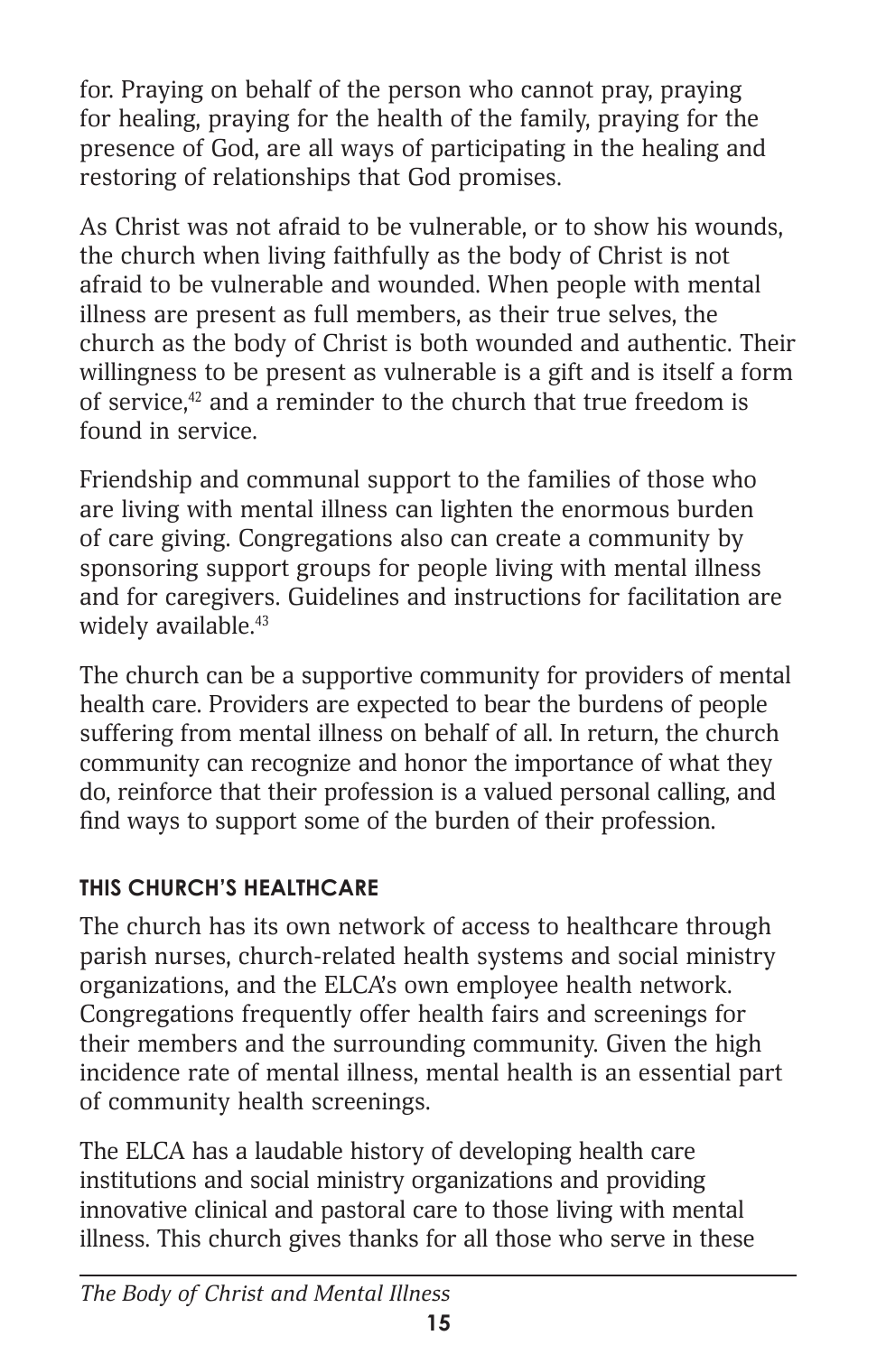for. Praying on behalf of the person who cannot pray, praying for healing, praying for the health of the family, praying for the presence of God, are all ways of participating in the healing and restoring of relationships that God promises.

As Christ was not afraid to be vulnerable, or to show his wounds, the church when living faithfully as the body of Christ is not afraid to be vulnerable and wounded. When people with mental illness are present as full members, as their true selves, the church as the body of Christ is both wounded and authentic. Their willingness to be present as vulnerable is a gift and is itself a form of service,[42] and a reminder to the church that true freedom is found in service.

Friendship and communal support to the families of those who are living with mental illness can lighten the enormous burden of care giving. Congregations also can create a community by sponsoring support groups for people living with mental illness and for caregivers. Guidelines and instructions for facilitation are widely available.[43]

The church can be a supportive community for providers of mental health care. Providers are expected to bear the burdens of people suffering from mental illness on behalf of all. In return, the church community can recognize and honor the importance of what they do, reinforce that their profession is a valued personal calling, and find ways to support some of the burden of their profession.

### THIS CHURCH'S HEALTHCARE

The church has its own network of access to healthcare through parish nurses, church-related health systems and social ministry organizations, and the ELCA's own employee health network. Congregations frequently offer health fairs and screenings for their members and the surrounding community. Given the high incidence rate of mental illness, mental health is an essential part of community health screenings.

The ELCA has a laudable history of developing health care institutions and social ministry organizations and providing innovative clinical and pastoral care to those living with mental illness. This church gives thanks for all those who serve in these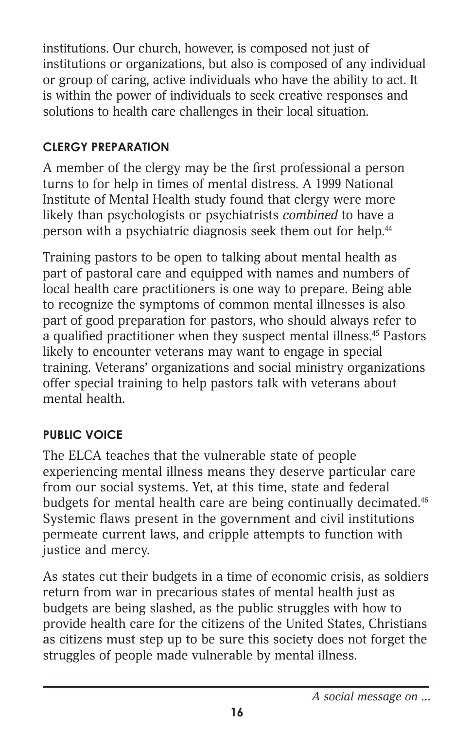institutions. Our church, however, is composed not just of institutions or organizations, but also is composed of any individual or group of caring, active individuals who have the ability to act. It is within the power of individuals to seek creative responses and solutions to health care challenges in their local situation.

### CLERGY PREPARATION

A member of the clergy may be the first professional a person turns to for help in times of mental distress. A 1999 National Institute of Mental Health study found that clergy were more likely than psychologists or psychiatrists *combined* to have a person with a psychiatric diagnosis seek them out for help.[44]

Training pastors to be open to talking about mental health as part of pastoral care and equipped with names and numbers of local health care practitioners is one way to prepare. Being able to recognize the symptoms of common mental illnesses is also part of good preparation for pastors, who should always refer to a qualified practitioner when they suspect mental illness.[45] Pastors likely to encounter veterans may want to engage in special training. Veterans' organizations and social ministry organizations offer special training to help pastors talk with veterans about mental health.

### PUBLIC VOICE

The ELCA teaches that the vulnerable state of people experiencing mental illness means they deserve particular care from our social systems. Yet, at this time, state and federal budgets for mental health care are being continually decimated.[46] Systemic flaws present in the government and civil institutions permeate current laws, and cripple attempts to function with justice and mercy.

As states cut their budgets in a time of economic crisis, as soldiers return from war in precarious states of mental health just as budgets are being slashed, as the public struggles with how to provide health care for the citizens of the United States, Christians as citizens must step up to be sure this society does not forget the struggles of people made vulnerable by mental illness.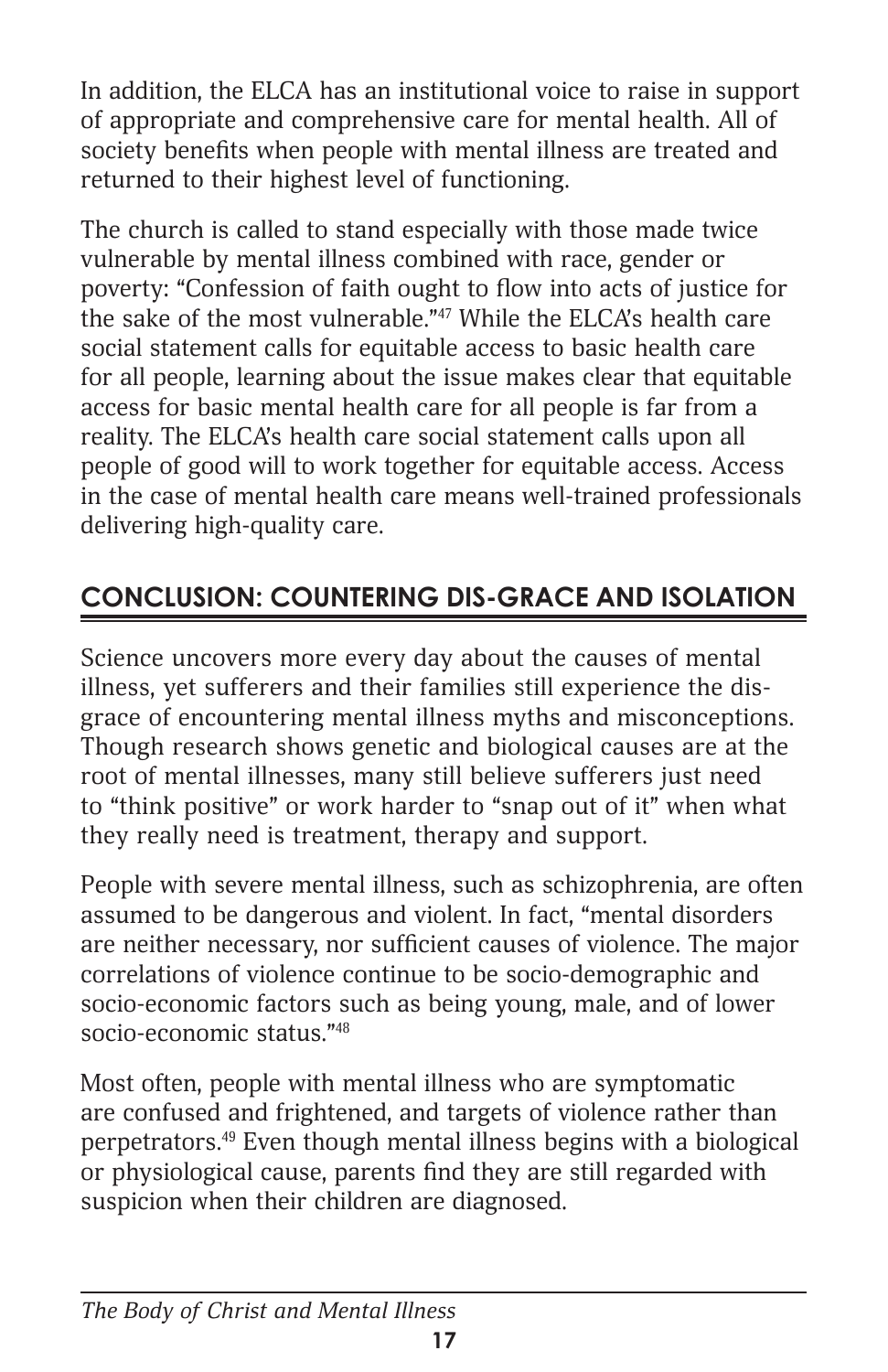In addition, the ELCA has an institutional voice to raise in support of appropriate and comprehensive care for mental health. All of society benefits when people with mental illness are treated and returned to their highest level of functioning.

The church is called to stand especially with those made twice vulnerable by mental illness combined with race, gender or poverty: "Confession of faith ought to flow into acts of justice for the sake of the most vulnerable."[47] While the ELCA's health care social statement calls for equitable access to basic health care for all people, learning about the issue makes clear that equitable access for basic mental health care for all people is far from a reality. The ELCA's health care social statement calls upon all people of good will to work together for equitable access. Access in the case of mental health care means well-trained professionals delivering high-quality care.

## CONCLUSION: COUNTERING DIS-GRACE AND ISOLATION

Science uncovers more every day about the causes of mental illness, yet sufferers and their families still experience the dis-grace of encountering mental illness myths and misconceptions. Though research shows genetic and biological causes are at the root of mental illnesses, many still believe sufferers just need to "think positive" or work harder to "snap out of it" when what they really need is treatment, therapy and support.

People with severe mental illness, such as schizophrenia, are often assumed to be dangerous and violent. In fact, "mental disorders are neither necessary, nor sufficient causes of violence. The major correlations of violence continue to be socio-demographic and socio-economic factors such as being young, male, and of lower socio-economic status."[48]

Most often, people with mental illness who are symptomatic are confused and frightened, and targets of violence rather than perpetrators.[49] Even though mental illness begins with a biological or physiological cause, parents find they are still regarded with suspicion when their children are diagnosed.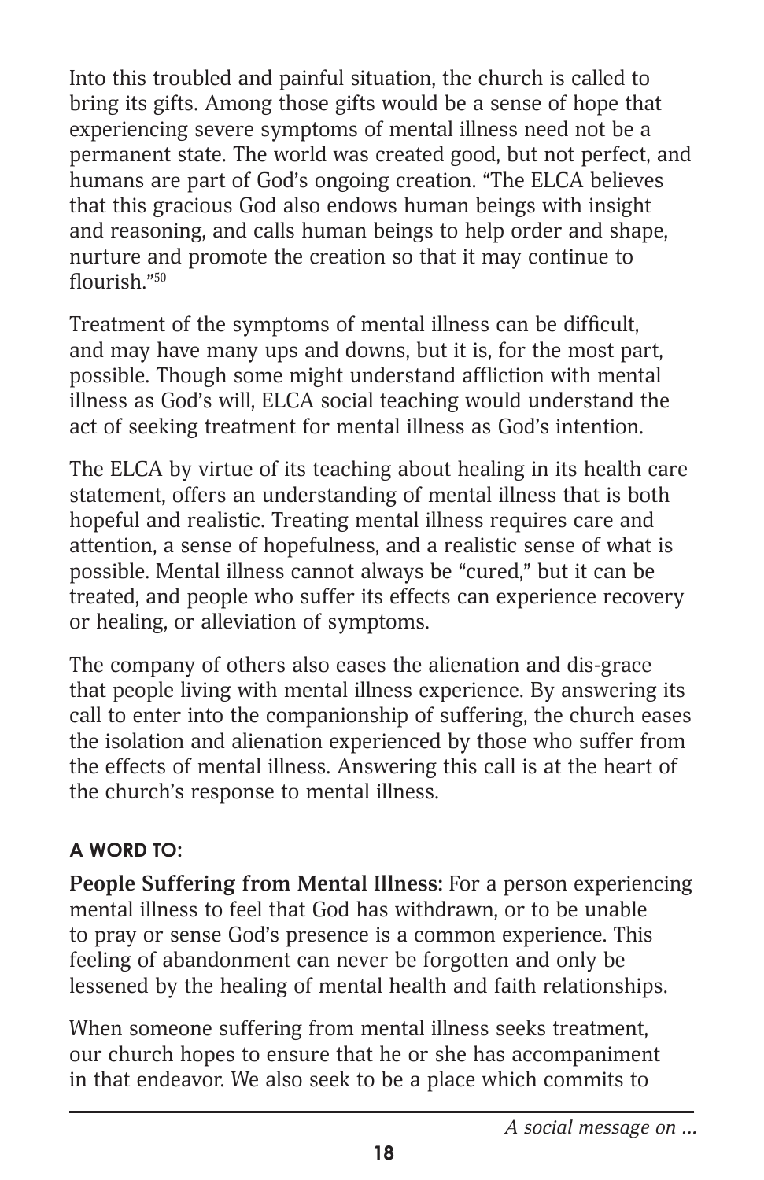Into this troubled and painful situation, the church is called to bring its gifts. Among those gifts would be a sense of hope that experiencing severe symptoms of mental illness need not be a permanent state. The world was created good, but not perfect, and humans are part of God's ongoing creation. "The ELCA believes that this gracious God also endows human beings with insight and reasoning, and calls human beings to help order and shape, nurture and promote the creation so that it may continue to flourish."[50]

Treatment of the symptoms of mental illness can be difficult, and may have many ups and downs, but it is, for the most part, possible. Though some might understand affliction with mental illness as God's will, ELCA social teaching would understand the act of seeking treatment for mental illness as God's intention.

The ELCA by virtue of its teaching about healing in its health care statement, offers an understanding of mental illness that is both hopeful and realistic. Treating mental illness requires care and attention, a sense of hopefulness, and a realistic sense of what is possible. Mental illness cannot always be "cured," but it can be treated, and people who suffer its effects can experience recovery or healing, or alleviation of symptoms.

The company of others also eases the alienation and dis-grace that people living with mental illness experience. By answering its call to enter into the companionship of suffering, the church eases the isolation and alienation experienced by those who suffer from the effects of mental illness. Answering this call is at the heart of the church's response to mental illness.

### A WORD TO:

**People Suffering from Mental Illness:** For a person experiencing mental illness to feel that God has withdrawn, or to be unable to pray or sense God's presence is a common experience. This feeling of abandonment can never be forgotten and only be lessened by the healing of mental health and faith relationships.

When someone suffering from mental illness seeks treatment, our church hopes to ensure that he or she has accompaniment in that endeavor. We also seek to be a place which commits to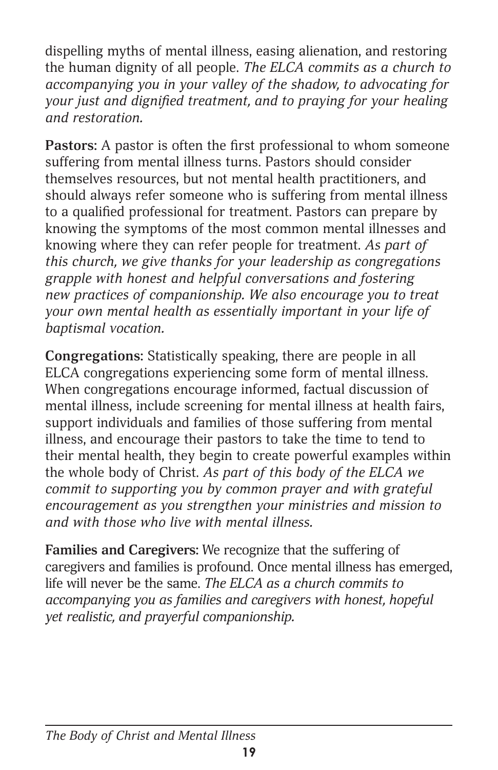dispelling myths of mental illness, easing alienation, and restoring the human dignity of all people. *The ELCA commits as a church to accompanying you in your valley of the shadow, to advocating for your just and dignified treatment, and to praying for your healing and restoration.*

**Pastors:** A pastor is often the first professional to whom someone suffering from mental illness turns. Pastors should consider themselves resources, but not mental health practitioners, and should always refer someone who is suffering from mental illness to a qualified professional for treatment. Pastors can prepare by knowing the symptoms of the most common mental illnesses and knowing where they can refer people for treatment. *As part of this church, we give thanks for your leadership as congregations grapple with honest and helpful conversations and fostering new practices of companionship. We also encourage you to treat your own mental health as essentially important in your life of baptismal vocation.*

**Congregations**: Statistically speaking, there are people in all ELCA congregations experiencing some form of mental illness. When congregations encourage informed, factual discussion of mental illness, include screening for mental illness at health fairs, support individuals and families of those suffering from mental illness, and encourage their pastors to take the time to tend to their mental health, they begin to create powerful examples within the whole body of Christ. *As part of this body of the ELCA we commit to supporting you by common prayer and with grateful encouragement as you strengthen your ministries and mission to and with those who live with mental illness.*

**Families and Caregivers:** We recognize that the suffering of caregivers and families is profound. Once mental illness has emerged, life will never be the same. *The ELCA as a church commits to accompanying you as families and caregivers with honest, hopeful yet realistic, and prayerful companionship.*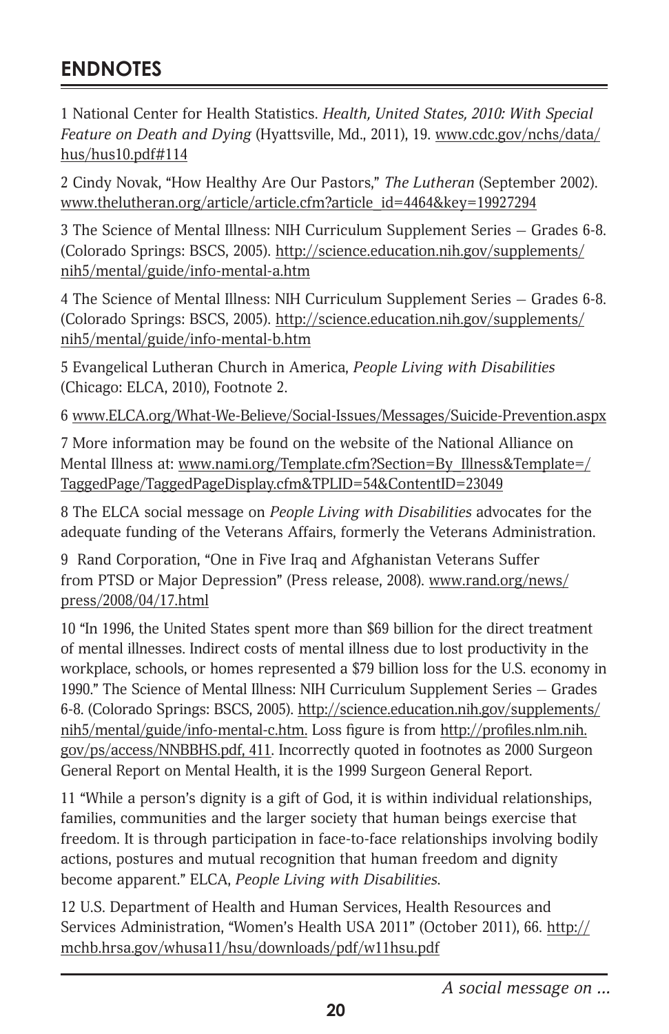## ENDNOTES

1 National Center for Health Statistics. *Health, United States, 2010: With Special Feature on Death and Dying* (Hyattsville, Md., 2011), 19. www.cdc.gov/nchs/data/hus/hus10.pdf#114

2 Cindy Novak, "How Healthy Are Our Pastors," *The Lutheran* (September 2002). www.thelutheran.org/article/article.cfm?article_id=4464&key=19927294

3 The Science of Mental Illness: NIH Curriculum Supplement Series – Grades 6-8. (Colorado Springs: BSCS, 2005). http://science.education.nih.gov/supplements/nih5/mental/guide/info-mental-a.htm

4 The Science of Mental Illness: NIH Curriculum Supplement Series – Grades 6-8. (Colorado Springs: BSCS, 2005). http://science.education.nih.gov/supplements/nih5/mental/guide/info-mental-b.htm

5 Evangelical Lutheran Church in America, *People Living with Disabilities* (Chicago: ELCA, 2010), Footnote 2.

6 www.ELCA.org/What-We-Believe/Social-Issues/Messages/Suicide-Prevention.aspx

7 More information may be found on the website of the National Alliance on Mental Illness at: www.nami.org/Template.cfm?Section=By_Illness&Template=/TaggedPage/TaggedPageDisplay.cfm&TPLID=54&ContentID=23049

8 The ELCA social message on *People Living with Disabilities* advocates for the adequate funding of the Veterans Affairs, formerly the Veterans Administration.

9 Rand Corporation, "One in Five Iraq and Afghanistan Veterans Suffer from PTSD or Major Depression" (Press release, 2008). www.rand.org/news/press/2008/04/17.html

10 "In 1996, the United States spent more than $69 billion for the direct treatment of mental illnesses. Indirect costs of mental illness due to lost productivity in the workplace, schools, or homes represented a $79 billion loss for the U.S. economy in 1990." The Science of Mental Illness: NIH Curriculum Supplement Series – Grades 6-8. (Colorado Springs: BSCS, 2005). http://science.education.nih.gov/supplements/nih5/mental/guide/info-mental-c.htm. Loss figure is from http://profiles.nlm.nih.gov/ps/access/NNBBHS.pdf, 411. Incorrectly quoted in footnotes as 2000 Surgeon General Report on Mental Health, it is the 1999 Surgeon General Report.

11 "While a person's dignity is a gift of God, it is within individual relationships, families, communities and the larger society that human beings exercise that freedom. It is through participation in face-to-face relationships involving bodily actions, postures and mutual recognition that human freedom and dignity become apparent." ELCA, *People Living with Disabilities*.

12 U.S. Department of Health and Human Services, Health Resources and Services Administration, "Women's Health USA 2011" (October 2011), 66. http://mchb.hrsa.gov/whusa11/hsu/downloads/pdf/w11hsu.pdf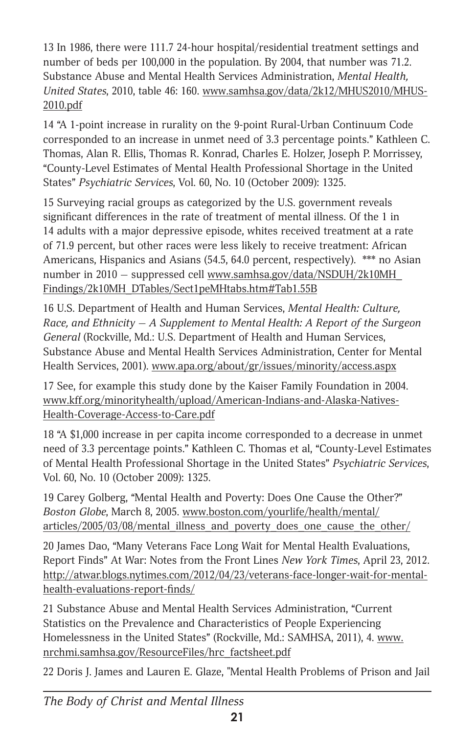13 In 1986, there were 111.7 24-hour hospital/residential treatment settings and number of beds per 100,000 in the population. By 2004, that number was 71.2. Substance Abuse and Mental Health Services Administration, *Mental Health, United States*, 2010, table 46: 160. www.samhsa.gov/data/2k12/MHUS2010/MHUS-2010.pdf

14 "A 1-point increase in rurality on the 9-point Rural-Urban Continuum Code corresponded to an increase in unmet need of 3.3 percentage points." Kathleen C. Thomas, Alan R. Ellis, Thomas R. Konrad, Charles E. Holzer, Joseph P. Morrissey, "County-Level Estimates of Mental Health Professional Shortage in the United States" *Psychiatric Services*, Vol. 60, No. 10 (October 2009): 1325.

15 Surveying racial groups as categorized by the U.S. government reveals significant differences in the rate of treatment of mental illness. Of the 1 in 14 adults with a major depressive episode, whites received treatment at a rate of 71.9 percent, but other races were less likely to receive treatment: African Americans, Hispanics and Asians (54.5, 64.0 percent, respectively). *** no Asian number in 2010 – suppressed cell www.samhsa.gov/data/NSDUH/2k10MH_Findings/2k10MH_DTables/Sect1peMHtabs.htm#Tab1.55B

16 U.S. Department of Health and Human Services, *Mental Health: Culture, Race, and Ethnicity – A Supplement to Mental Health: A Report of the Surgeon General* (Rockville, Md.: U.S. Department of Health and Human Services, Substance Abuse and Mental Health Services Administration, Center for Mental Health Services, 2001). www.apa.org/about/gr/issues/minority/access.aspx

17 See, for example this study done by the Kaiser Family Foundation in 2004. www.kff.org/minorityhealth/upload/American-Indians-and-Alaska-Natives-Health-Coverage-Access-to-Care.pdf

18 "A $1,000 increase in per capita income corresponded to a decrease in unmet need of 3.3 percentage points." Kathleen C. Thomas et al, "County-Level Estimates of Mental Health Professional Shortage in the United States" *Psychiatric Services*, Vol. 60, No. 10 (October 2009): 1325.

19 Carey Golberg, "Mental Health and Poverty: Does One Cause the Other?" *Boston Globe*, March 8, 2005. www.boston.com/yourlife/health/mental/articles/2005/03/08/mental_illness_and_poverty_does_one_cause_the_other/

20 James Dao, "Many Veterans Face Long Wait for Mental Health Evaluations, Report Finds" At War: Notes from the Front Lines *New York Times*, April 23, 2012. http://atwar.blogs.nytimes.com/2012/04/23/veterans-face-longer-wait-for-mental-health-evaluations-report-finds/

21 Substance Abuse and Mental Health Services Administration, "Current Statistics on the Prevalence and Characteristics of People Experiencing Homelessness in the United States" (Rockville, Md.: SAMHSA, 2011), 4. www.nrchmi.samhsa.gov/ResourceFiles/hrc_factsheet.pdf

22 Doris J. James and Lauren E. Glaze, "Mental Health Problems of Prison and Jail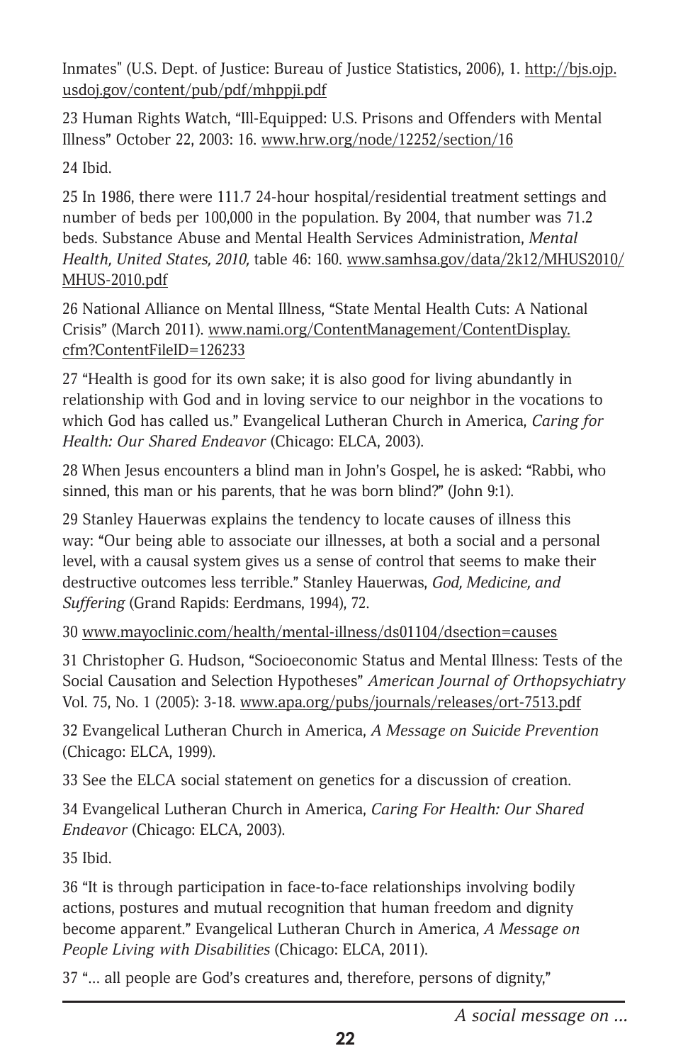Inmates" (U.S. Dept. of Justice: Bureau of Justice Statistics, 2006), 1. http://bjs.ojp.usdoj.gov/content/pub/pdf/mhppji.pdf

23 Human Rights Watch, "Ill-Equipped: U.S. Prisons and Offenders with Mental Illness" October 22, 2003: 16. www.hrw.org/node/12252/section/16

24 Ibid.

25 In 1986, there were 111.7 24-hour hospital/residential treatment settings and number of beds per 100,000 in the population. By 2004, that number was 71.2 beds. Substance Abuse and Mental Health Services Administration, *Mental Health, United States, 2010,* table 46: 160. www.samhsa.gov/data/2k12/MHUS2010/MHUS-2010.pdf

26 National Alliance on Mental Illness, "State Mental Health Cuts: A National Crisis" (March 2011). www.nami.org/ContentManagement/ContentDisplay.cfm?ContentFileID=126233

27 "Health is good for its own sake; it is also good for living abundantly in relationship with God and in loving service to our neighbor in the vocations to which God has called us." Evangelical Lutheran Church in America, *Caring for Health: Our Shared Endeavor* (Chicago: ELCA, 2003).

28 When Jesus encounters a blind man in John's Gospel, he is asked: "Rabbi, who sinned, this man or his parents, that he was born blind?" (John 9:1).

29 Stanley Hauerwas explains the tendency to locate causes of illness this way: "Our being able to associate our illnesses, at both a social and a personal level, with a causal system gives us a sense of control that seems to make their destructive outcomes less terrible." Stanley Hauerwas, *God, Medicine, and Suffering* (Grand Rapids: Eerdmans, 1994), 72.

30 www.mayoclinic.com/health/mental-illness/ds01104/dsection=causes

31 Christopher G. Hudson, "Socioeconomic Status and Mental Illness: Tests of the Social Causation and Selection Hypotheses" *American Journal of Orthopsychiatry* Vol. 75, No. 1 (2005): 3-18. www.apa.org/pubs/journals/releases/ort-7513.pdf

32 Evangelical Lutheran Church in America, *A Message on Suicide Prevention* (Chicago: ELCA, 1999).

33 See the ELCA social statement on genetics for a discussion of creation.

34 Evangelical Lutheran Church in America, *Caring For Health: Our Shared Endeavor* (Chicago: ELCA, 2003).

35 Ibid.

36 "It is through participation in face-to-face relationships involving bodily actions, postures and mutual recognition that human freedom and dignity become apparent." Evangelical Lutheran Church in America, *A Message on People Living with Disabilities* (Chicago: ELCA, 2011).

37 "… all people are God's creatures and, therefore, persons of dignity,"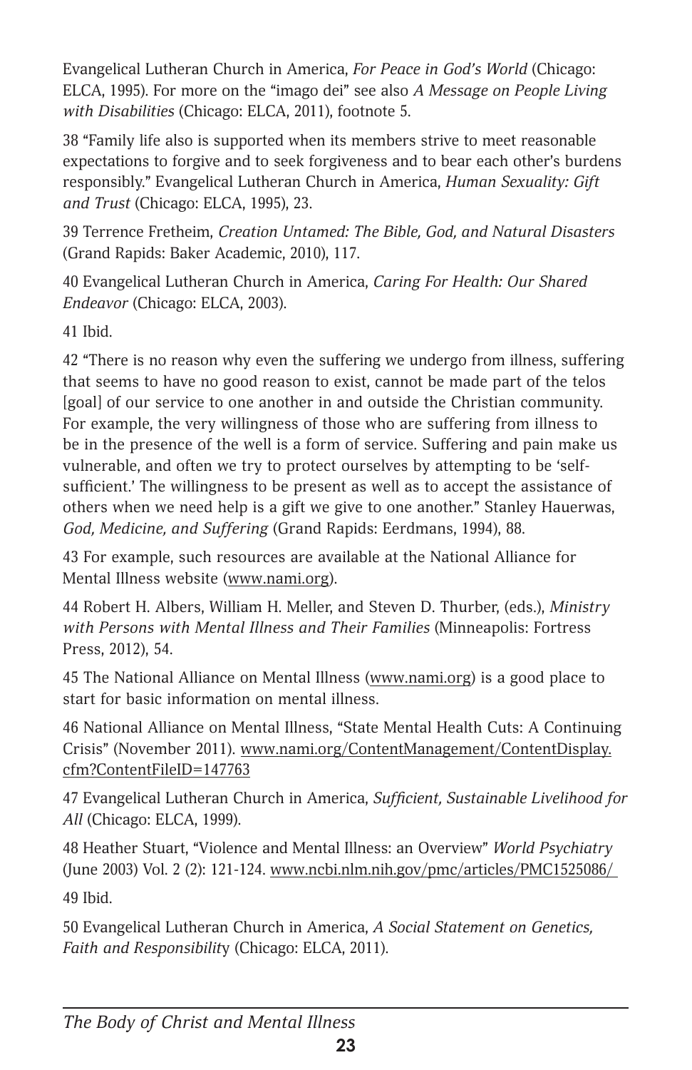Evangelical Lutheran Church in America, *For Peace in God's World* (Chicago: ELCA, 1995). For more on the "imago dei" see also *A Message on People Living with Disabilities* (Chicago: ELCA, 2011), footnote 5.

38 "Family life also is supported when its members strive to meet reasonable expectations to forgive and to seek forgiveness and to bear each other's burdens responsibly." Evangelical Lutheran Church in America, *Human Sexuality: Gift and Trust* (Chicago: ELCA, 1995), 23.

39 Terrence Fretheim, *Creation Untamed: The Bible, God, and Natural Disasters* (Grand Rapids: Baker Academic, 2010), 117.

40 Evangelical Lutheran Church in America, *Caring For Health: Our Shared Endeavor* (Chicago: ELCA, 2003).

41 Ibid.

42 "There is no reason why even the suffering we undergo from illness, suffering that seems to have no good reason to exist, cannot be made part of the telos [goal] of our service to one another in and outside the Christian community. For example, the very willingness of those who are suffering from illness to be in the presence of the well is a form of service. Suffering and pain make us vulnerable, and often we try to protect ourselves by attempting to be 'self-sufficient.' The willingness to be present as well as to accept the assistance of others when we need help is a gift we give to one another." Stanley Hauerwas, *God, Medicine, and Suffering* (Grand Rapids: Eerdmans, 1994), 88.

43 For example, such resources are available at the National Alliance for Mental Illness website (www.nami.org).

44 Robert H. Albers, William H. Meller, and Steven D. Thurber, (eds.), *Ministry with Persons with Mental Illness and Their Families* (Minneapolis: Fortress Press, 2012), 54.

45 The National Alliance on Mental Illness (www.nami.org) is a good place to start for basic information on mental illness.

46 National Alliance on Mental Illness, "State Mental Health Cuts: A Continuing Crisis" (November 2011). www.nami.org/ContentManagement/ContentDisplay.cfm?ContentFileID=147763

47 Evangelical Lutheran Church in America, *Sufficient, Sustainable Livelihood for All* (Chicago: ELCA, 1999).

48 Heather Stuart, "Violence and Mental Illness: an Overview" *World Psychiatry* (June 2003) Vol. 2 (2): 121-124. www.ncbi.nlm.nih.gov/pmc/articles/PMC1525086/

49 Ibid.

50 Evangelical Lutheran Church in America, *A Social Statement on Genetics, Faith and Responsibility* (Chicago: ELCA, 2011).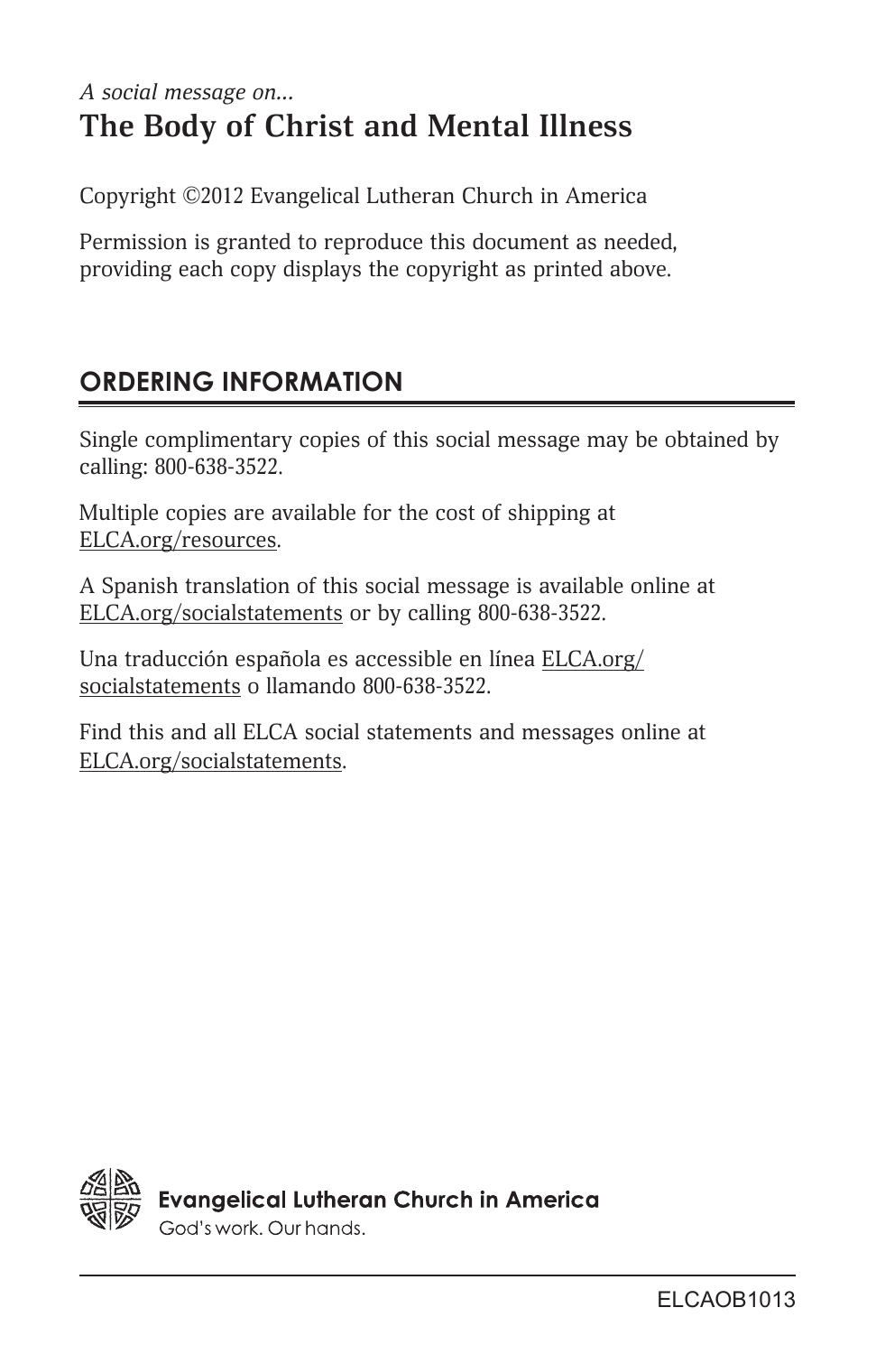*A social message on...*

# The Body of Christ and Mental Illness

Copyright ©2012 Evangelical Lutheran Church in America

Permission is granted to reproduce this document as needed, providing each copy displays the copyright as printed above.

## ORDERING INFORMATION

Single complimentary copies of this social message may be obtained by calling: 800-638-3522.

Multiple copies are available for the cost of shipping at ELCA.org/resources.

A Spanish translation of this social message is available online at ELCA.org/socialstatements or by calling 800-638-3522.

Una traducción española es accessible en línea ELCA.org/socialstatements o llamando 800-638-3522.

Find this and all ELCA social statements and messages online at ELCA.org/socialstatements.

**Evangelical Lutheran Church in America**
God's work. Our hands.

ELCAOB1013